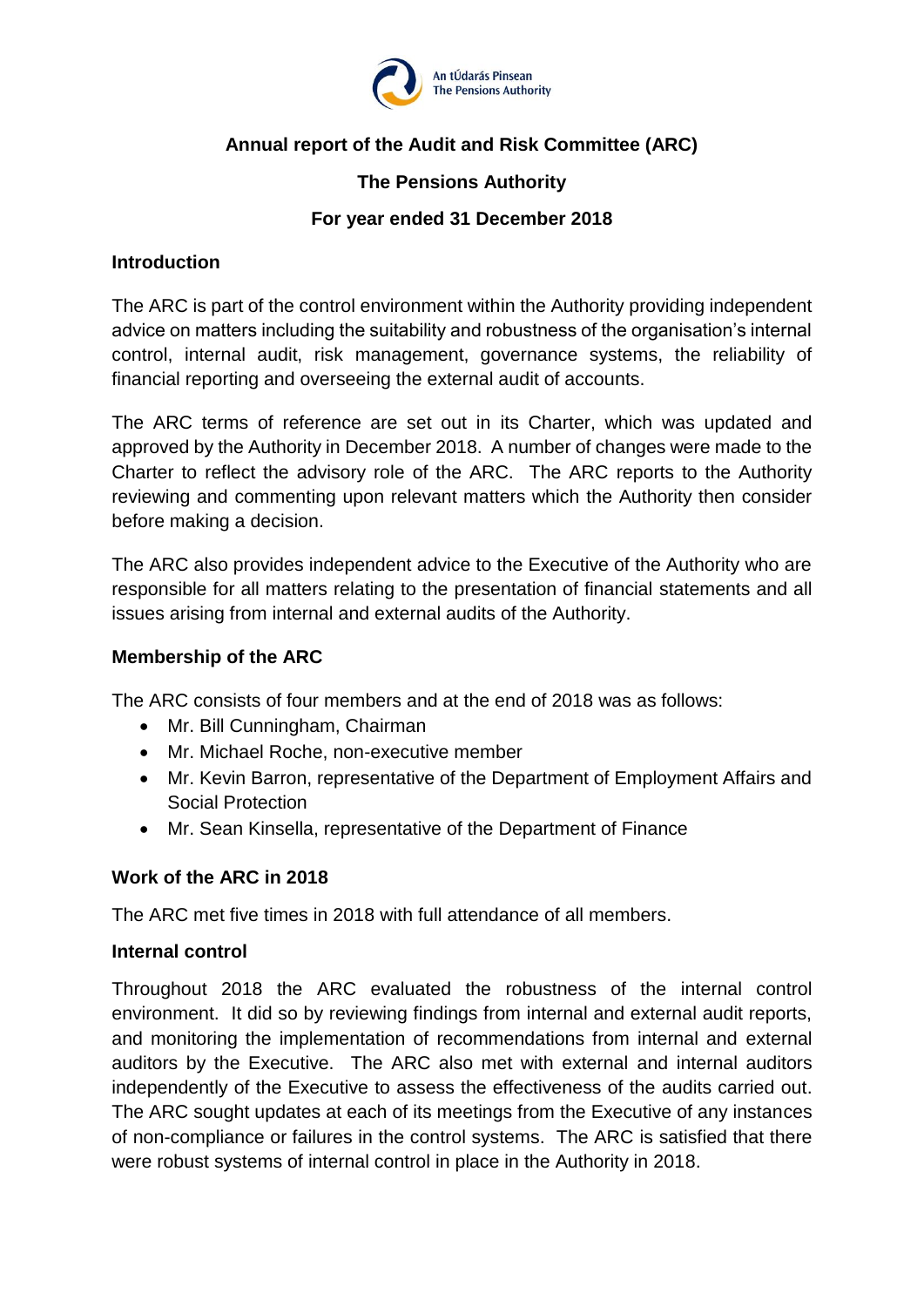An tÚdarás Pinsean
The Pensions Authority

# Annual report of the Audit and Risk Committee (ARC)

## The Pensions Authority

## For year ended 31 December 2018

### Introduction

The ARC is part of the control environment within the Authority providing independent advice on matters including the suitability and robustness of the organisation's internal control, internal audit, risk management, governance systems, the reliability of financial reporting and overseeing the external audit of accounts.

The ARC terms of reference are set out in its Charter, which was updated and approved by the Authority in December 2018. A number of changes were made to the Charter to reflect the advisory role of the ARC. The ARC reports to the Authority reviewing and commenting upon relevant matters which the Authority then consider before making a decision.

The ARC also provides independent advice to the Executive of the Authority who are responsible for all matters relating to the presentation of financial statements and all issues arising from internal and external audits of the Authority.

### Membership of the ARC

The ARC consists of four members and at the end of 2018 was as follows:

- Mr. Bill Cunningham, Chairman
- Mr. Michael Roche, non-executive member
- Mr. Kevin Barron, representative of the Department of Employment Affairs and Social Protection
- Mr. Sean Kinsella, representative of the Department of Finance

### Work of the ARC in 2018

The ARC met five times in 2018 with full attendance of all members.

### Internal control

Throughout 2018 the ARC evaluated the robustness of the internal control environment. It did so by reviewing findings from internal and external audit reports, and monitoring the implementation of recommendations from internal and external auditors by the Executive. The ARC also met with external and internal auditors independently of the Executive to assess the effectiveness of the audits carried out. The ARC sought updates at each of its meetings from the Executive of any instances of non-compliance or failures in the control systems. The ARC is satisfied that there were robust systems of internal control in place in the Authority in 2018.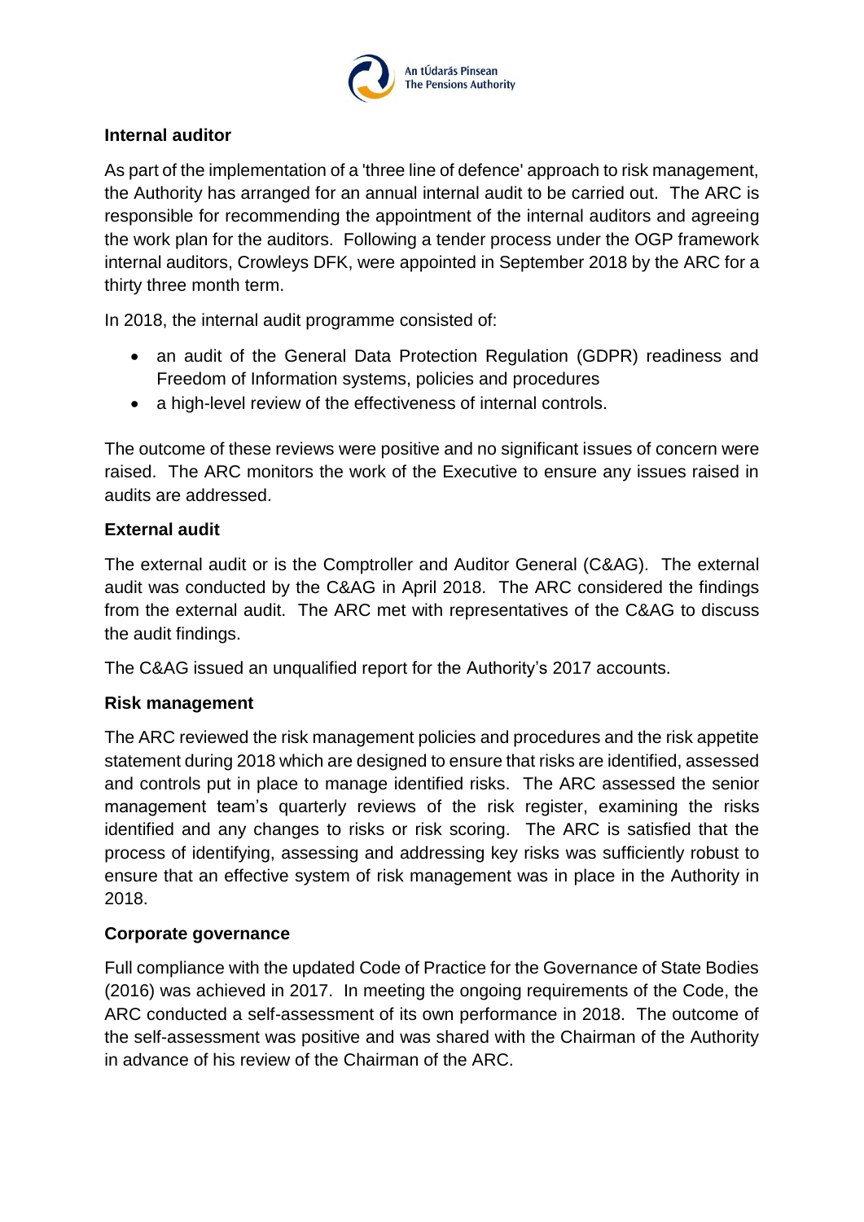**Internal auditor**

As part of the implementation of a 'three line of defence' approach to risk management, the Authority has arranged for an annual internal audit to be carried out. The ARC is responsible for recommending the appointment of the internal auditors and agreeing the work plan for the auditors. Following a tender process under the OGP framework internal auditors, Crowleys DFK, were appointed in September 2018 by the ARC for a thirty three month term.

In 2018, the internal audit programme consisted of:

- an audit of the General Data Protection Regulation (GDPR) readiness and Freedom of Information systems, policies and procedures
- a high-level review of the effectiveness of internal controls.

The outcome of these reviews were positive and no significant issues of concern were raised. The ARC monitors the work of the Executive to ensure any issues raised in audits are addressed.

**External audit**

The external audit or is the Comptroller and Auditor General (C&AG). The external audit was conducted by the C&AG in April 2018. The ARC considered the findings from the external audit. The ARC met with representatives of the C&AG to discuss the audit findings.

The C&AG issued an unqualified report for the Authority's 2017 accounts.

**Risk management**

The ARC reviewed the risk management policies and procedures and the risk appetite statement during 2018 which are designed to ensure that risks are identified, assessed and controls put in place to manage identified risks. The ARC assessed the senior management team's quarterly reviews of the risk register, examining the risks identified and any changes to risks or risk scoring. The ARC is satisfied that the process of identifying, assessing and addressing key risks was sufficiently robust to ensure that an effective system of risk management was in place in the Authority in 2018.

**Corporate governance**

Full compliance with the updated Code of Practice for the Governance of State Bodies (2016) was achieved in 2017. In meeting the ongoing requirements of the Code, the ARC conducted a self-assessment of its own performance in 2018. The outcome of the self-assessment was positive and was shared with the Chairman of the Authority in advance of his review of the Chairman of the ARC.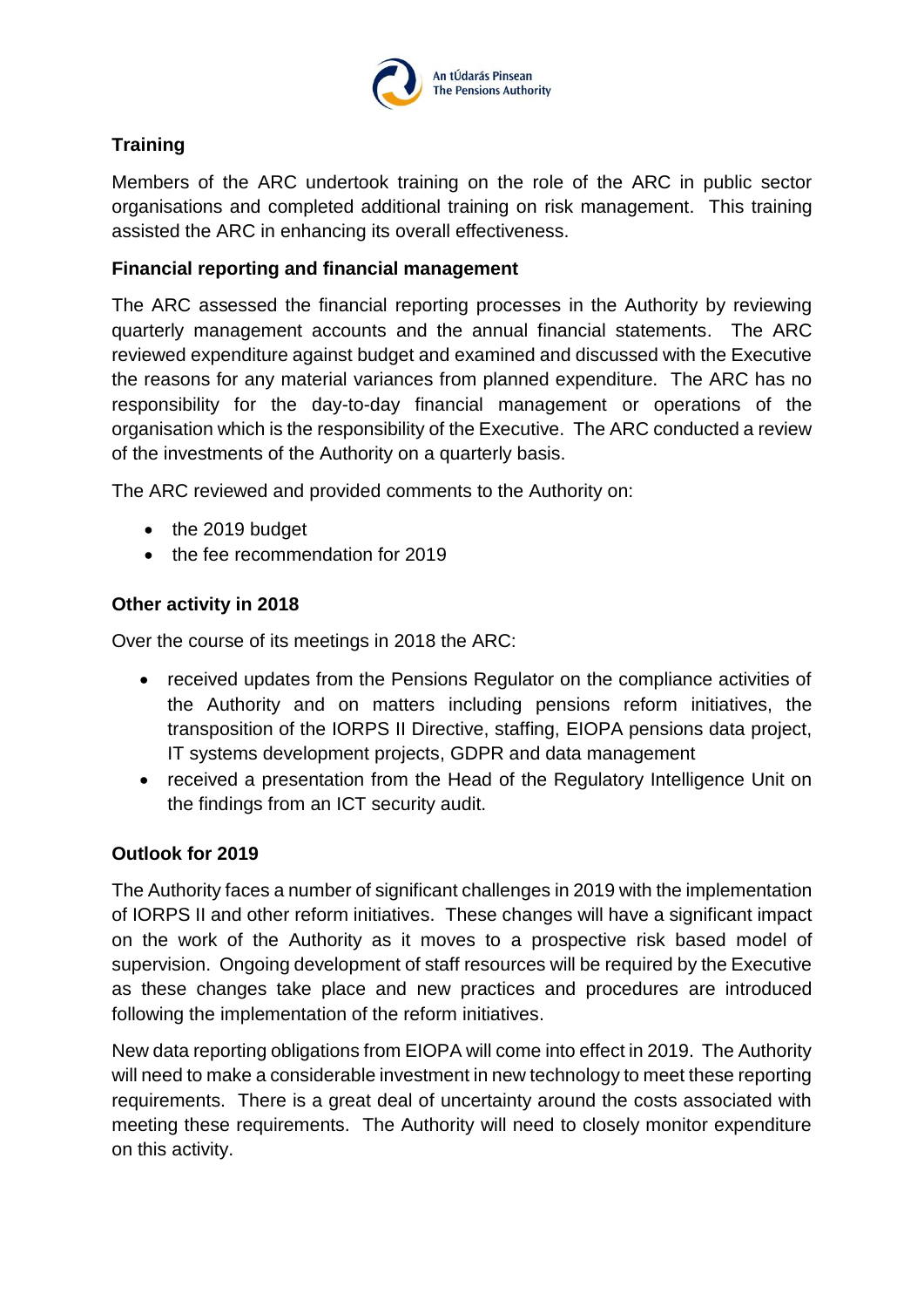## Training

Members of the ARC undertook training on the role of the ARC in public sector organisations and completed additional training on risk management. This training assisted the ARC in enhancing its overall effectiveness.

## Financial reporting and financial management

The ARC assessed the financial reporting processes in the Authority by reviewing quarterly management accounts and the annual financial statements. The ARC reviewed expenditure against budget and examined and discussed with the Executive the reasons for any material variances from planned expenditure. The ARC has no responsibility for the day-to-day financial management or operations of the organisation which is the responsibility of the Executive. The ARC conducted a review of the investments of the Authority on a quarterly basis.

The ARC reviewed and provided comments to the Authority on:

- the 2019 budget
- the fee recommendation for 2019

## Other activity in 2018

Over the course of its meetings in 2018 the ARC:

- received updates from the Pensions Regulator on the compliance activities of the Authority and on matters including pensions reform initiatives, the transposition of the IORPS II Directive, staffing, EIOPA pensions data project, IT systems development projects, GDPR and data management
- received a presentation from the Head of the Regulatory Intelligence Unit on the findings from an ICT security audit.

## Outlook for 2019

The Authority faces a number of significant challenges in 2019 with the implementation of IORPS II and other reform initiatives. These changes will have a significant impact on the work of the Authority as it moves to a prospective risk based model of supervision. Ongoing development of staff resources will be required by the Executive as these changes take place and new practices and procedures are introduced following the implementation of the reform initiatives.

New data reporting obligations from EIOPA will come into effect in 2019. The Authority will need to make a considerable investment in new technology to meet these reporting requirements. There is a great deal of uncertainty around the costs associated with meeting these requirements. The Authority will need to closely monitor expenditure on this activity.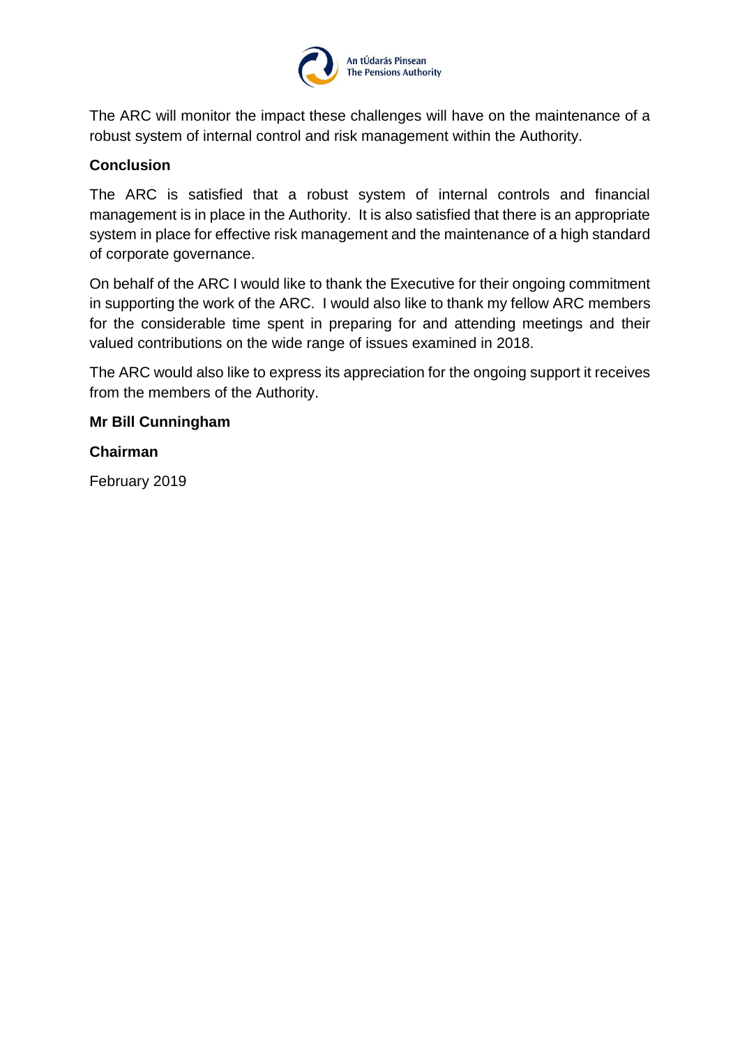The ARC will monitor the impact these challenges will have on the maintenance of a robust system of internal control and risk management within the Authority.

**Conclusion**

The ARC is satisfied that a robust system of internal controls and financial management is in place in the Authority. It is also satisfied that there is an appropriate system in place for effective risk management and the maintenance of a high standard of corporate governance.

On behalf of the ARC I would like to thank the Executive for their ongoing commitment in supporting the work of the ARC. I would also like to thank my fellow ARC members for the considerable time spent in preparing for and attending meetings and their valued contributions on the wide range of issues examined in 2018.

The ARC would also like to express its appreciation for the ongoing support it receives from the members of the Authority.

**Mr Bill Cunningham**

**Chairman**

February 2019